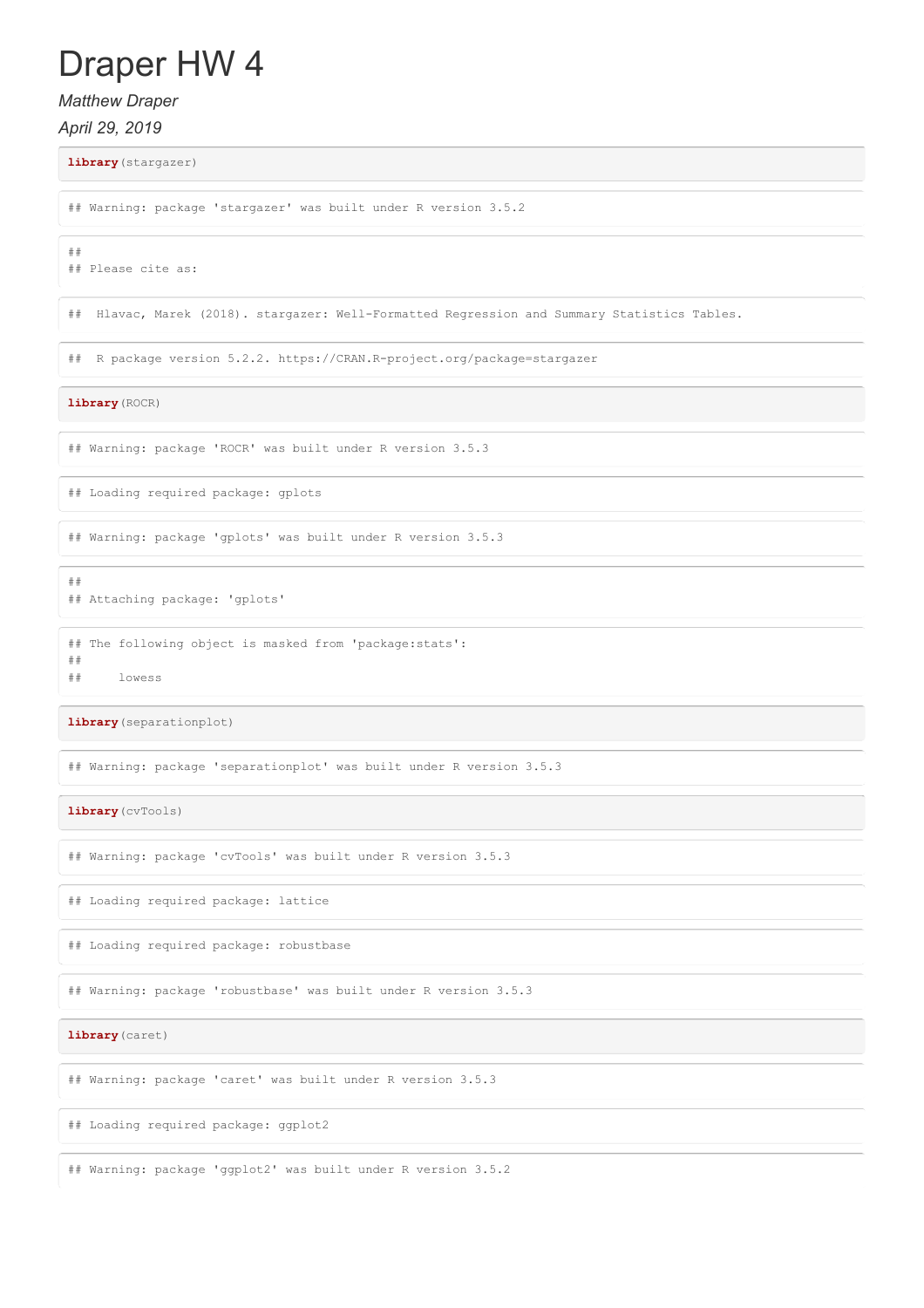# Draper HW 4

*Matthew Draper*

*April 29, 2019*

```
library(stargazer)
```

```
## Warning: package 'stargazer' was built under R version 3.5.2
```

```
##
## Please cite as:
```

```
##  Hlavac, Marek (2018). stargazer: Well-Formatted Regression and Summary Statistics Tables.
```

```
##  R package version 5.2.2. https://CRAN.R-project.org/package=stargazer
```

```
library(ROCR)
```

```
## Warning: package 'ROCR' was built under R version 3.5.3
```

```
## Loading required package: gplots
```

```
## Warning: package 'gplots' was built under R version 3.5.3
```

```
##
## Attaching package: 'gplots'
```

```
## The following object is masked from 'package:stats':
##
##     lowess
```

```
library(separationplot)
```

```
## Warning: package 'separationplot' was built under R version 3.5.3
```

```
library(cvTools)
```

```
## Warning: package 'cvTools' was built under R version 3.5.3
```

```
## Loading required package: lattice
```

```
## Loading required package: robustbase
```

```
## Warning: package 'robustbase' was built under R version 3.5.3
```

```
library(caret)
```

```
## Warning: package 'caret' was built under R version 3.5.3
```

```
## Loading required package: ggplot2
```

```
## Warning: package 'ggplot2' was built under R version 3.5.2
```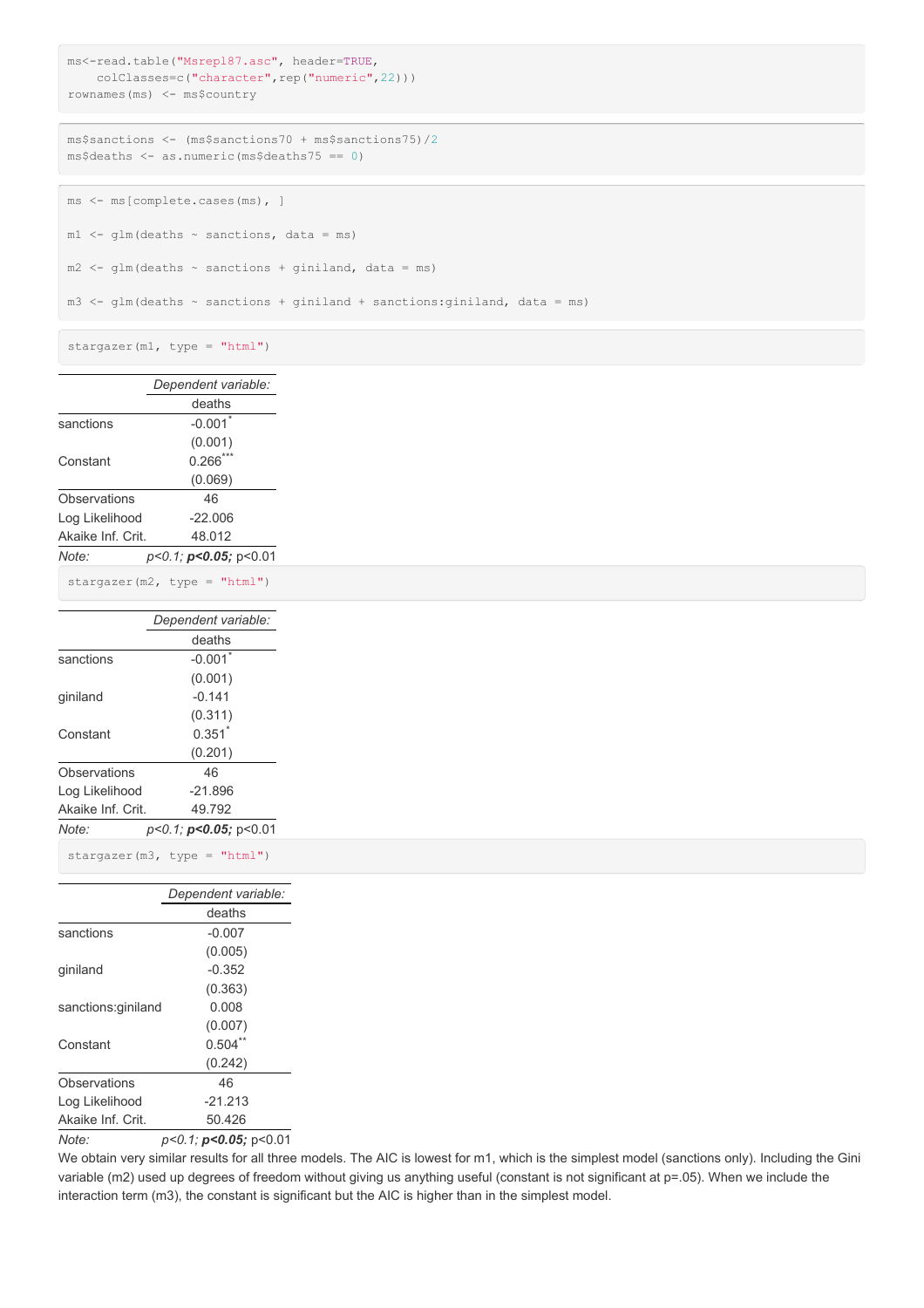```r
ms<-read.table("Msrepl87.asc", header=TRUE,
    colClasses=c("character",rep("numeric",22)))
rownames(ms) <- ms$country
```

```r
ms$sanctions <- (ms$sanctions70 + ms$sanctions75)/2
ms$deaths <- as.numeric(ms$deaths75 == 0)
```

```r
ms <- ms[complete.cases(ms), ]

m1 <- glm(deaths ~ sanctions, data = ms)

m2 <- glm(deaths ~ sanctions + giniland, data = ms)

m3 <- glm(deaths ~ sanctions + giniland + sanctions:giniland, data = ms)
```

```r
stargazer(m1, type = "html")
```

| | *Dependent variable:* |
|---|---|
| | deaths |
| sanctions | -0.001* |
| | (0.001) |
| Constant | 0.266*** |
| | (0.069) |
| Observations | 46 |
| Log Likelihood | -22.006 |
| Akaike Inf. Crit. | 48.012 |
| *Note:* | *p<0.1; **p<0.05;** p<0.01 |

```r
stargazer(m2, type = "html")
```

| | *Dependent variable:* |
|---|---|
| | deaths |
| sanctions | -0.001* |
| | (0.001) |
| giniland | -0.141 |
| | (0.311) |
| Constant | 0.351* |
| | (0.201) |
| Observations | 46 |
| Log Likelihood | -21.896 |
| Akaike Inf. Crit. | 49.792 |
| *Note:* | *p<0.1; **p<0.05;** p<0.01 |

```r
stargazer(m3, type = "html")
```

| | *Dependent variable:* |
|---|---|
| | deaths |
| sanctions | -0.007 |
| | (0.005) |
| giniland | -0.352 |
| | (0.363) |
| sanctions:giniland | 0.008 |
| | (0.007) |
| Constant | 0.504** |
| | (0.242) |
| Observations | 46 |
| Log Likelihood | -21.213 |
| Akaike Inf. Crit. | 50.426 |
| *Note:* | *p<0.1; **p<0.05;** p<0.01 |

We obtain very similar results for all three models. The AIC is lowest for m1, which is the simplest model (sanctions only). Including the Gini variable (m2) used up degrees of freedom without giving us anything useful (constant is not significant at p=.05). When we include the interaction term (m3), the constant is significant but the AIC is higher than in the simplest model.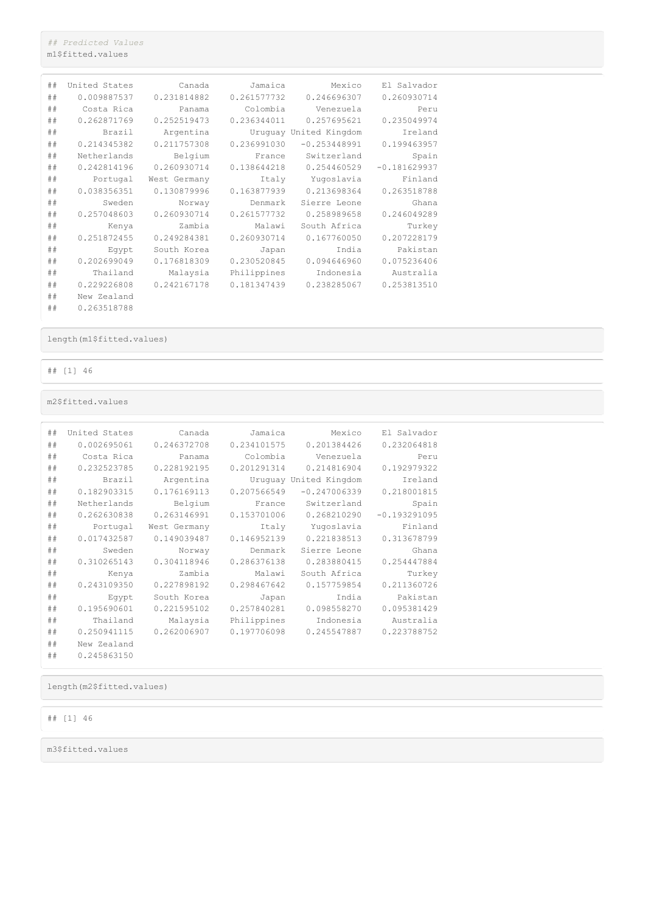```
## Predicted Values
m1$fitted.values
```

```
##  United States         Canada        Jamaica         Mexico    El Salvador 
##    0.009887537    0.231814882    0.261577732    0.246696307    0.260930714 
##     Costa Rica         Panama       Colombia      Venezuela           Peru 
##    0.262871769    0.252519473    0.236344011    0.257695621    0.235049974 
##         Brazil      Argentina        Uruguay United Kingdom        Ireland 
##    0.214345382    0.211757308    0.236991030   -0.253448991    0.199463957 
##    Netherlands        Belgium         France    Switzerland          Spain 
##    0.242814196    0.260930714    0.138644218    0.254460529   -0.181629937 
##       Portugal   West Germany          Italy     Yugoslavia        Finland 
##    0.038356351    0.130879996    0.163877939    0.213698364    0.263518788 
##         Sweden         Norway        Denmark   Sierre Leone          Ghana 
##    0.257048603    0.260930714    0.261577732    0.258989658    0.246049289 
##          Kenya         Zambia         Malawi   South Africa         Turkey 
##    0.251872455    0.249284381    0.260930714    0.167760050    0.207228179 
##          Egypt    South Korea          Japan          India       Pakistan 
##    0.202699049    0.176818309    0.230520845    0.094646960    0.075236406 
##       Thailand       Malaysia    Philippines      Indonesia      Australia 
##    0.229226808    0.242167178    0.181347439    0.238285067    0.253813510 
##    New Zealand 
##    0.263518788
```

```
length(m1$fitted.values)
```

```
## [1] 46
```

```
m2$fitted.values
```

```
##  United States         Canada        Jamaica         Mexico    El Salvador 
##    0.002695061    0.246372708    0.234101575    0.201384426    0.232064818 
##     Costa Rica         Panama       Colombia      Venezuela           Peru 
##    0.232523785    0.228192195    0.201291314    0.214816904    0.192979322 
##         Brazil      Argentina        Uruguay United Kingdom        Ireland 
##    0.182903315    0.176169113    0.207566549   -0.247006339    0.218001815 
##    Netherlands        Belgium         France    Switzerland          Spain 
##    0.262630838    0.263146991    0.153701006    0.268210290   -0.193291095 
##       Portugal   West Germany          Italy     Yugoslavia        Finland 
##    0.017432587    0.149039487    0.146952139    0.221838513    0.313678799 
##         Sweden         Norway        Denmark   Sierre Leone          Ghana 
##    0.310265143    0.304118946    0.286376138    0.283880415    0.254447884 
##          Kenya         Zambia         Malawi   South Africa         Turkey 
##    0.243109350    0.227898192    0.298467642    0.157759854    0.211360726 
##          Egypt    South Korea          Japan          India       Pakistan 
##    0.195690601    0.221595102    0.257840281    0.098558270    0.095381429 
##       Thailand       Malaysia    Philippines      Indonesia      Australia 
##    0.250941115    0.262006907    0.197706098    0.245547887    0.223788752 
##    New Zealand 
##    0.245863150
```

```
length(m2$fitted.values)
```

```
## [1] 46
```

```
m3$fitted.values
```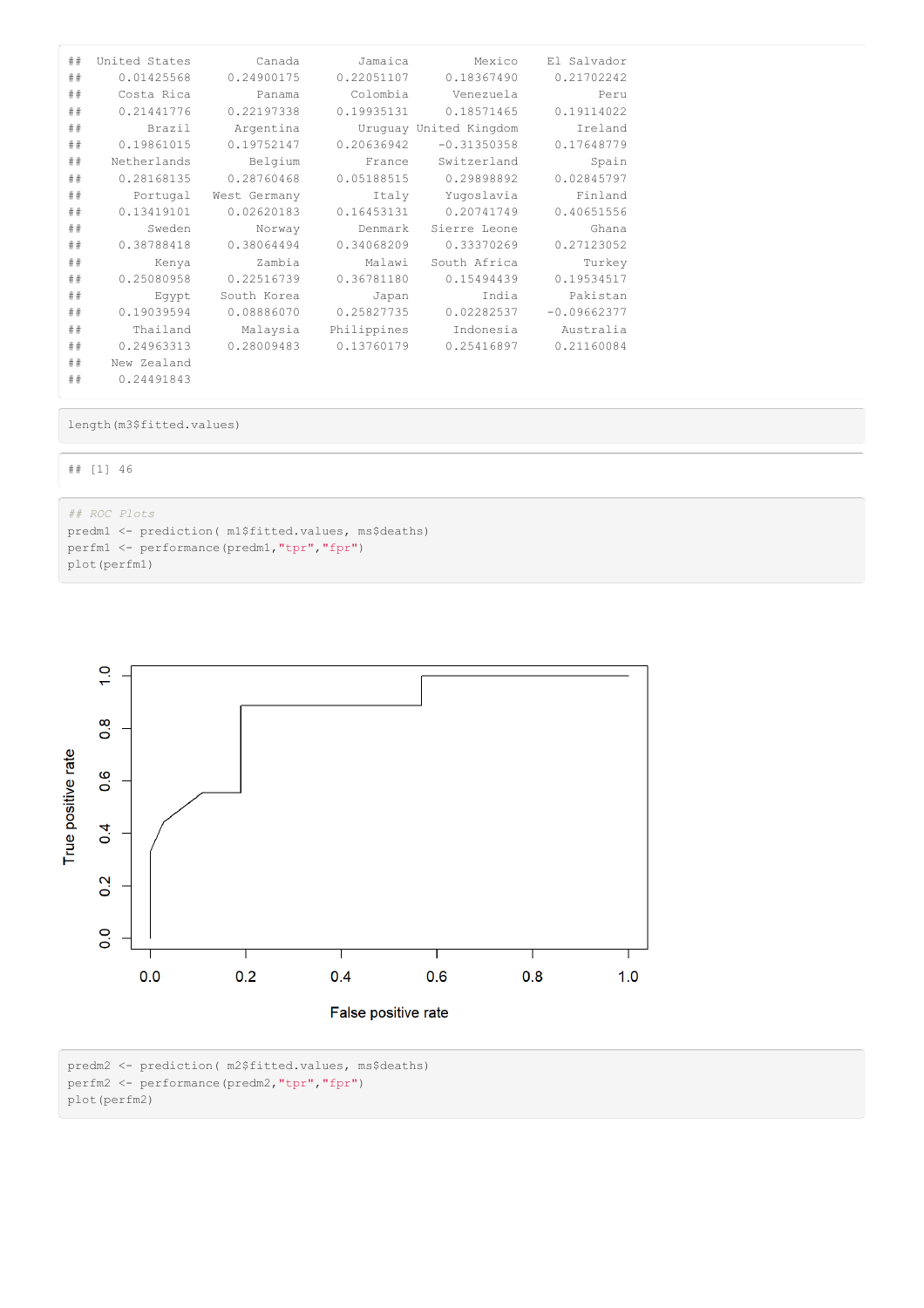```
##  United States        Canada       Jamaica        Mexico   El Salvador 
##     0.01425568    0.24900175    0.22051107    0.18367490    0.21702242 
##     Costa Rica        Panama      Colombia     Venezuela          Peru 
##     0.21441776    0.22197338    0.19935131    0.18571465    0.19114022 
##         Brazil     Argentina       Uruguay United Kingdom      Ireland 
##     0.19861015    0.19752147    0.20636942   -0.31350358    0.17648779 
##    Netherlands       Belgium        France   Switzerland         Spain 
##     0.28168135    0.28760468    0.05188515    0.29898892    0.02845797 
##       Portugal  West Germany         Italy    Yugoslavia       Finland 
##     0.13419101    0.02620183    0.16453131    0.20741749    0.40651556 
##         Sweden        Norway       Denmark  Sierre Leone         Ghana 
##     0.38788418    0.38064494    0.34068209    0.33370269    0.27123052 
##          Kenya        Zambia        Malawi  South Africa        Turkey 
##     0.25080958    0.22516739    0.36781180    0.15494439    0.19534517 
##          Egypt   South Korea         Japan         India      Pakistan 
##     0.19039594    0.08886070    0.25827735    0.02282537   -0.09662377 
##       Thailand      Malaysia   Philippines     Indonesia     Australia 
##     0.24963313    0.28009483    0.13760179    0.25416897    0.21160084 
##    New Zealand 
##     0.24491843
```

```
length(m3$fitted.values)
```

```
## [1] 46
```

```
## ROC Plots
predm1 <- prediction( m1$fitted.values, ms$deaths)
perfm1 <- performance(predm1,"tpr","fpr")
plot(perfm1)
```

```
predm2 <- prediction( m2$fitted.values, ms$deaths)
perfm2 <- performance(predm2,"tpr","fpr")
plot(perfm2)
```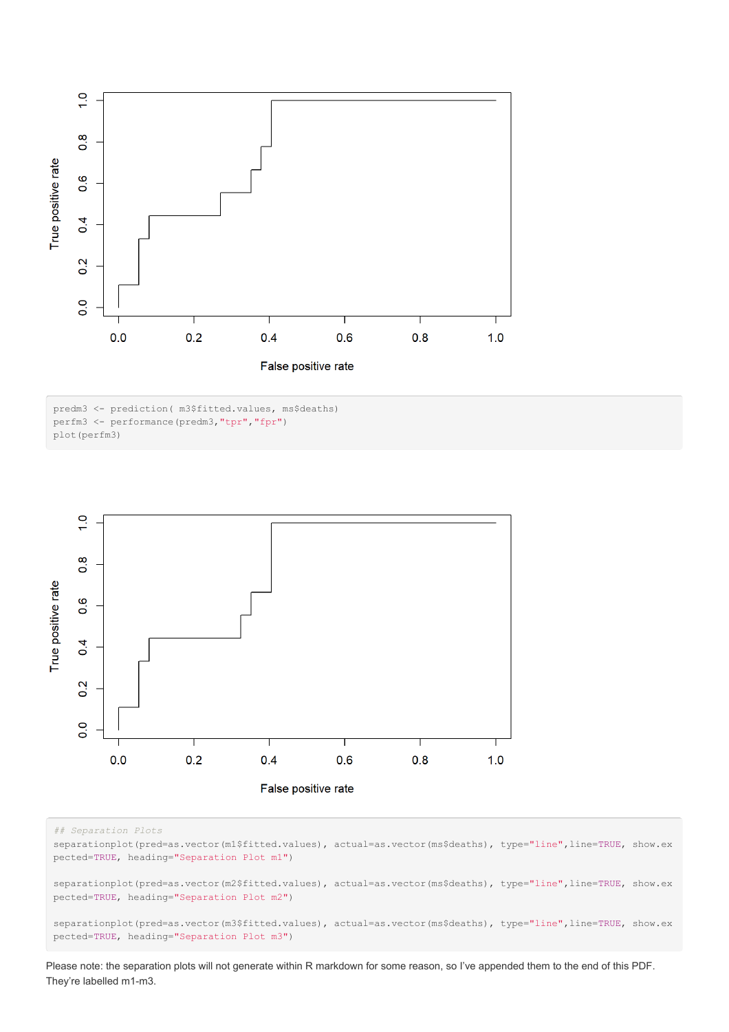```
predm3 <- prediction( m3$fitted.values, ms$deaths)
perfm3 <- performance(predm3,"tpr","fpr")
plot(perfm3)
```

```
## Separation Plots
separationplot(pred=as.vector(m1$fitted.values), actual=as.vector(ms$deaths), type="line",line=TRUE, show.ex
pected=TRUE, heading="Separation Plot m1")

separationplot(pred=as.vector(m2$fitted.values), actual=as.vector(ms$deaths), type="line",line=TRUE, show.ex
pected=TRUE, heading="Separation Plot m2")

separationplot(pred=as.vector(m3$fitted.values), actual=as.vector(ms$deaths), type="line",line=TRUE, show.ex
pected=TRUE, heading="Separation Plot m3")
```

Please note: the separation plots will not generate within R markdown for some reason, so I've appended them to the end of this PDF. They're labelled m1-m3.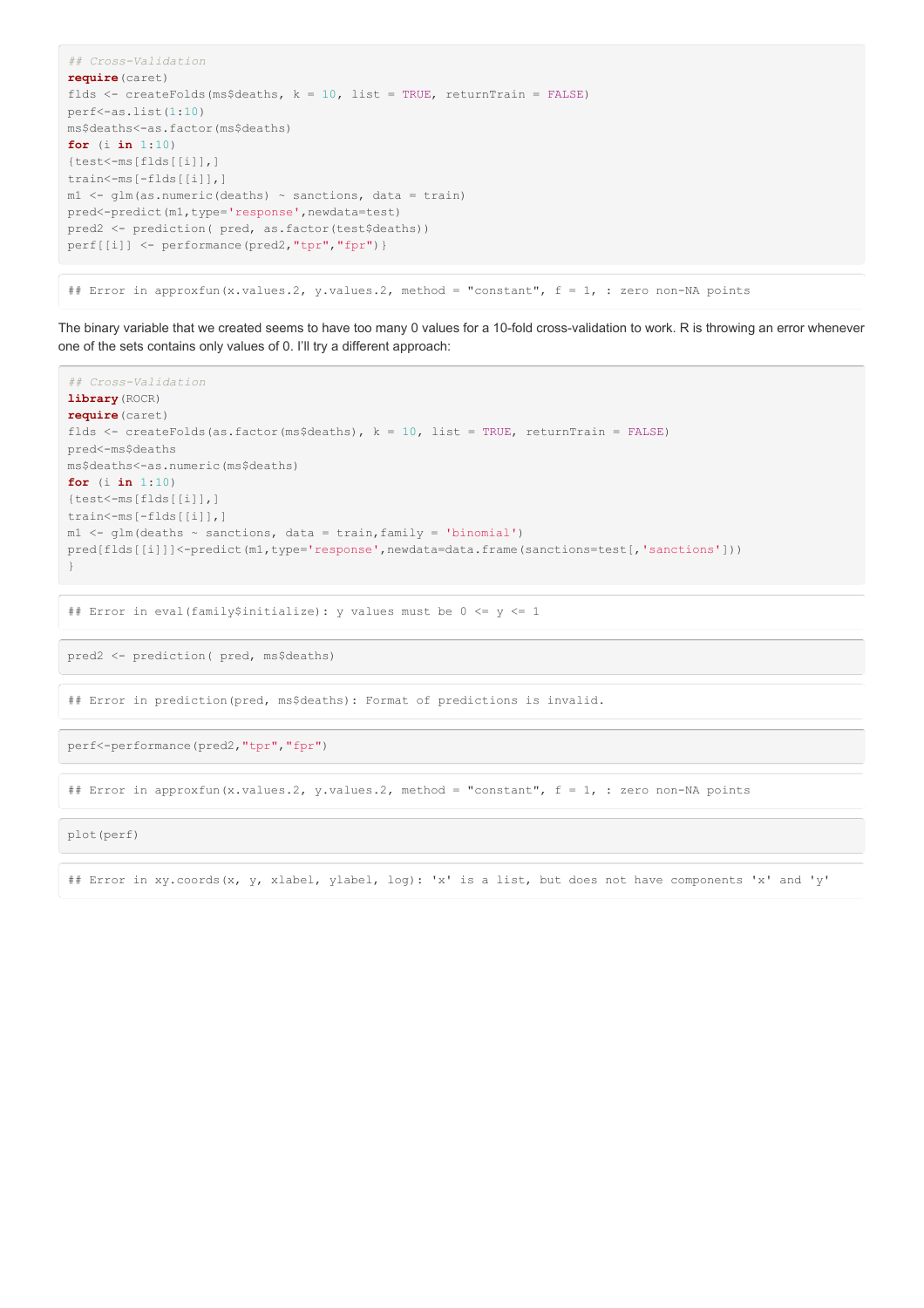```
## Cross-Validation
require(caret)
flds <- createFolds(ms$deaths, k = 10, list = TRUE, returnTrain = FALSE)
perf<-as.list(1:10)
ms$deaths<-as.factor(ms$deaths)
for (i in 1:10)
{test<-ms[flds[[i]],]
train<-ms[-flds[[i]],]
m1 <- glm(as.numeric(deaths) ~ sanctions, data = train)
pred<-predict(m1,type='response',newdata=test)
pred2 <- prediction( pred, as.factor(test$deaths))
perf[[i]] <- performance(pred2,"tpr","fpr")}
```

```
## Error in approxfun(x.values.2, y.values.2, method = "constant", f = 1, : zero non-NA points
```

The binary variable that we created seems to have too many 0 values for a 10-fold cross-validation to work. R is throwing an error whenever one of the sets contains only values of 0. I'll try a different approach:

```
## Cross-Validation
library(ROCR)
require(caret)
flds <- createFolds(as.factor(ms$deaths), k = 10, list = TRUE, returnTrain = FALSE)
pred<-ms$deaths
ms$deaths<-as.numeric(ms$deaths)
for (i in 1:10)
{test<-ms[flds[[i]],]
train<-ms[-flds[[i]],]
m1 <- glm(deaths ~ sanctions, data = train,family = 'binomial')
pred[flds[[i]]]<-predict(m1,type='response',newdata=data.frame(sanctions=test[,'sanctions']))
}
```

```
## Error in eval(family$initialize): y values must be 0 <= y <= 1
```

```
pred2 <- prediction( pred, ms$deaths)
```

```
## Error in prediction(pred, ms$deaths): Format of predictions is invalid.
```

```
perf<-performance(pred2,"tpr","fpr")
```

```
## Error in approxfun(x.values.2, y.values.2, method = "constant", f = 1, : zero non-NA points
```

```
plot(perf)
```

```
## Error in xy.coords(x, y, xlabel, ylabel, log): 'x' is a list, but does not have components 'x' and 'y'
```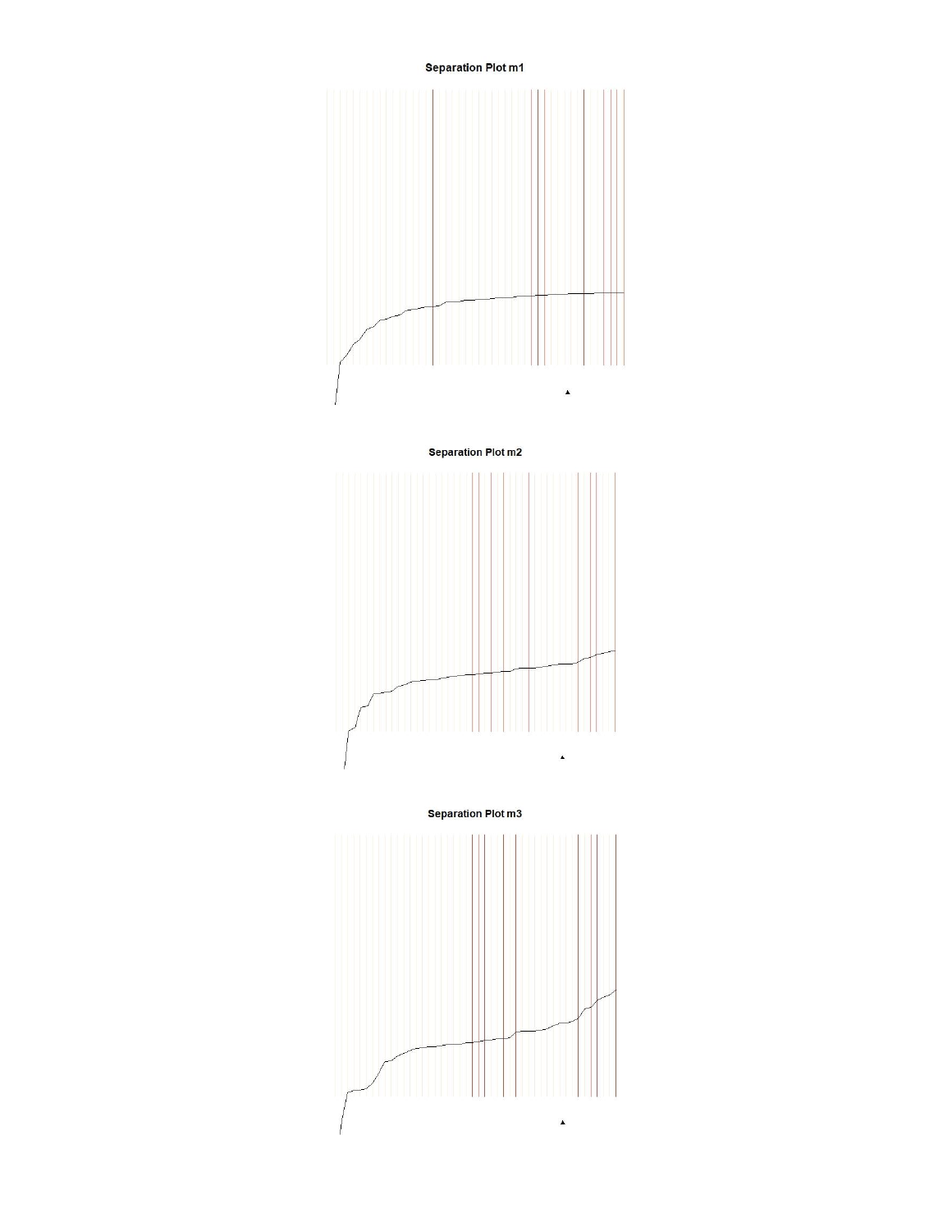Separation Plot m1

Separation Plot m2

Separation Plot m3